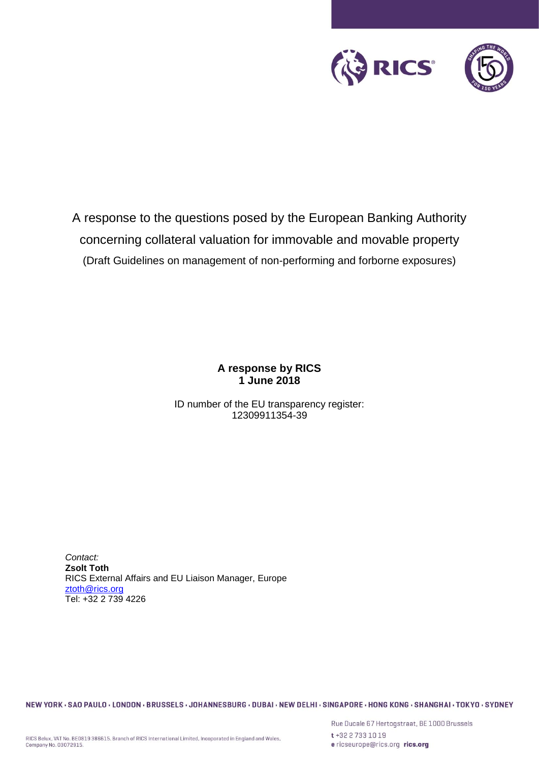A response to the questions posed by the European Banking Authority concerning collateral valuation for immovable and movable property

(Draft Guidelines on management of non-performing and forborne exposures)

**A response by RICS**
**1 June 2018**

ID number of the EU transparency register:
12309911354-39

*Contact:*
**Zsolt Toth**
RICS External Affairs and EU Liaison Manager, Europe
ztoth@rics.org
Tel: +32 2 739 4226

NEW YORK · SAO PAULO · LONDON · BRUSSELS · JOHANNESBURG · DUBAI · NEW DELHI · SINGAPORE · HONG KONG · SHANGHAI · TOKYO · SYDNEY

RICS Belux, VAT No. BE0819 386615. Branch of RICS International Limited, Incoporated in England and Wales, Company No. 03072915.

Rue Ducale 67 Hertogstraat, BE 1000 Brussels
t +32 2 733 10 19
e ricseurope@rics.org rics.org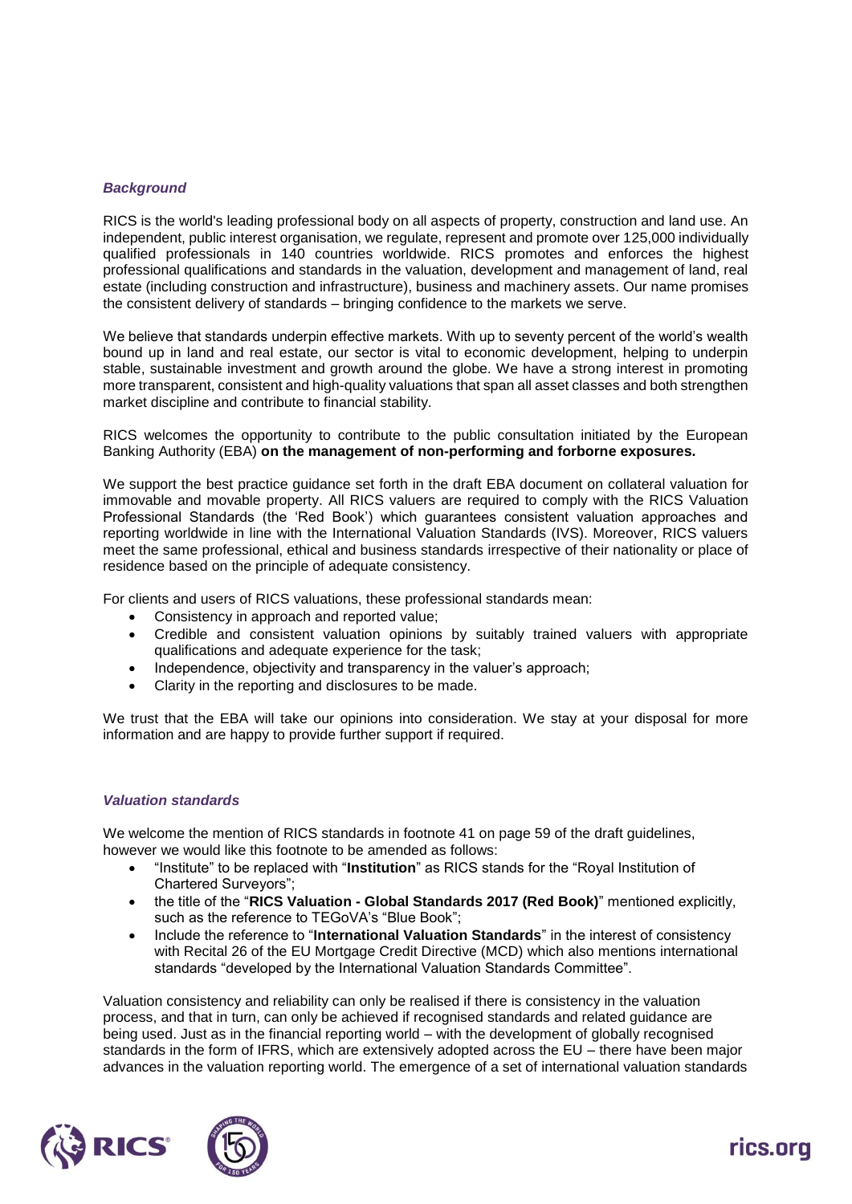### *Background*

RICS is the world's leading professional body on all aspects of property, construction and land use. An independent, public interest organisation, we regulate, represent and promote over 125,000 individually qualified professionals in 140 countries worldwide. RICS promotes and enforces the highest professional qualifications and standards in the valuation, development and management of land, real estate (including construction and infrastructure), business and machinery assets. Our name promises the consistent delivery of standards – bringing confidence to the markets we serve.

We believe that standards underpin effective markets. With up to seventy percent of the world's wealth bound up in land and real estate, our sector is vital to economic development, helping to underpin stable, sustainable investment and growth around the globe. We have a strong interest in promoting more transparent, consistent and high-quality valuations that span all asset classes and both strengthen market discipline and contribute to financial stability.

RICS welcomes the opportunity to contribute to the public consultation initiated by the European Banking Authority (EBA) **on the management of non-performing and forborne exposures.**

We support the best practice guidance set forth in the draft EBA document on collateral valuation for immovable and movable property. All RICS valuers are required to comply with the RICS Valuation Professional Standards (the 'Red Book') which guarantees consistent valuation approaches and reporting worldwide in line with the International Valuation Standards (IVS). Moreover, RICS valuers meet the same professional, ethical and business standards irrespective of their nationality or place of residence based on the principle of adequate consistency.

For clients and users of RICS valuations, these professional standards mean:

- Consistency in approach and reported value;
- Credible and consistent valuation opinions by suitably trained valuers with appropriate qualifications and adequate experience for the task;
- Independence, objectivity and transparency in the valuer's approach;
- Clarity in the reporting and disclosures to be made.

We trust that the EBA will take our opinions into consideration. We stay at your disposal for more information and are happy to provide further support if required.

### *Valuation standards*

We welcome the mention of RICS standards in footnote 41 on page 59 of the draft guidelines, however we would like this footnote to be amended as follows:

- "Institute" to be replaced with "**Institution**" as RICS stands for the "Royal Institution of Chartered Surveyors";
- the title of the "**RICS Valuation - Global Standards 2017 (Red Book)**" mentioned explicitly, such as the reference to TEGoVA's "Blue Book";
- Include the reference to "**International Valuation Standards**" in the interest of consistency with Recital 26 of the EU Mortgage Credit Directive (MCD) which also mentions international standards "developed by the International Valuation Standards Committee".

Valuation consistency and reliability can only be realised if there is consistency in the valuation process, and that in turn, can only be achieved if recognised standards and related guidance are being used. Just as in the financial reporting world – with the development of globally recognised standards in the form of IFRS, which are extensively adopted across the EU – there have been major advances in the valuation reporting world. The emergence of a set of international valuation standards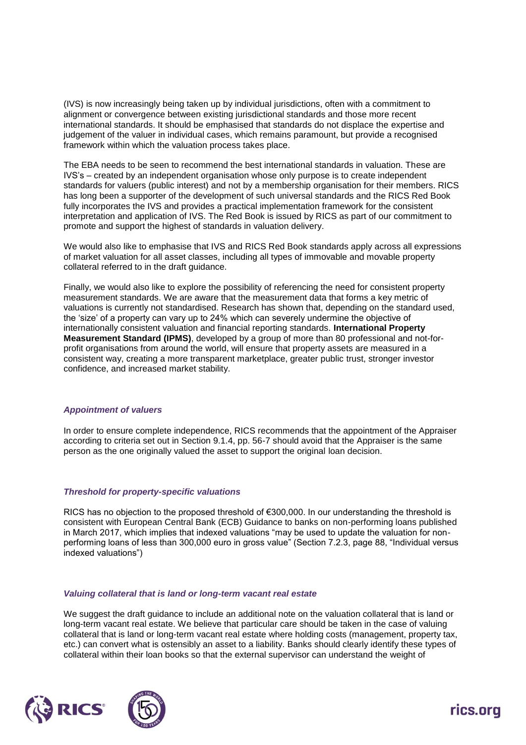(IVS) is now increasingly being taken up by individual jurisdictions, often with a commitment to alignment or convergence between existing jurisdictional standards and those more recent international standards. It should be emphasised that standards do not displace the expertise and judgement of the valuer in individual cases, which remains paramount, but provide a recognised framework within which the valuation process takes place.

The EBA needs to be seen to recommend the best international standards in valuation. These are IVS's – created by an independent organisation whose only purpose is to create independent standards for valuers (public interest) and not by a membership organisation for their members. RICS has long been a supporter of the development of such universal standards and the RICS Red Book fully incorporates the IVS and provides a practical implementation framework for the consistent interpretation and application of IVS. The Red Book is issued by RICS as part of our commitment to promote and support the highest of standards in valuation delivery.

We would also like to emphasise that IVS and RICS Red Book standards apply across all expressions of market valuation for all asset classes, including all types of immovable and movable property collateral referred to in the draft guidance.

Finally, we would also like to explore the possibility of referencing the need for consistent property measurement standards. We are aware that the measurement data that forms a key metric of valuations is currently not standardised. Research has shown that, depending on the standard used, the 'size' of a property can vary up to 24% which can severely undermine the objective of internationally consistent valuation and financial reporting standards. **International Property Measurement Standard (IPMS)**, developed by a group of more than 80 professional and not-for-profit organisations from around the world, will ensure that property assets are measured in a consistent way, creating a more transparent marketplace, greater public trust, stronger investor confidence, and increased market stability.

### *Appointment of valuers*

In order to ensure complete independence, RICS recommends that the appointment of the Appraiser according to criteria set out in Section 9.1.4, pp. 56-7 should avoid that the Appraiser is the same person as the one originally valued the asset to support the original loan decision.

### *Threshold for property-specific valuations*

RICS has no objection to the proposed threshold of €300,000. In our understanding the threshold is consistent with European Central Bank (ECB) Guidance to banks on non-performing loans published in March 2017, which implies that indexed valuations "may be used to update the valuation for non-performing loans of less than 300,000 euro in gross value" (Section 7.2.3, page 88, "Individual versus indexed valuations")

### *Valuing collateral that is land or long-term vacant real estate*

We suggest the draft guidance to include an additional note on the valuation collateral that is land or long-term vacant real estate. We believe that particular care should be taken in the case of valuing collateral that is land or long-term vacant real estate where holding costs (management, property tax, etc.) can convert what is ostensibly an asset to a liability. Banks should clearly identify these types of collateral within their loan books so that the external supervisor can understand the weight of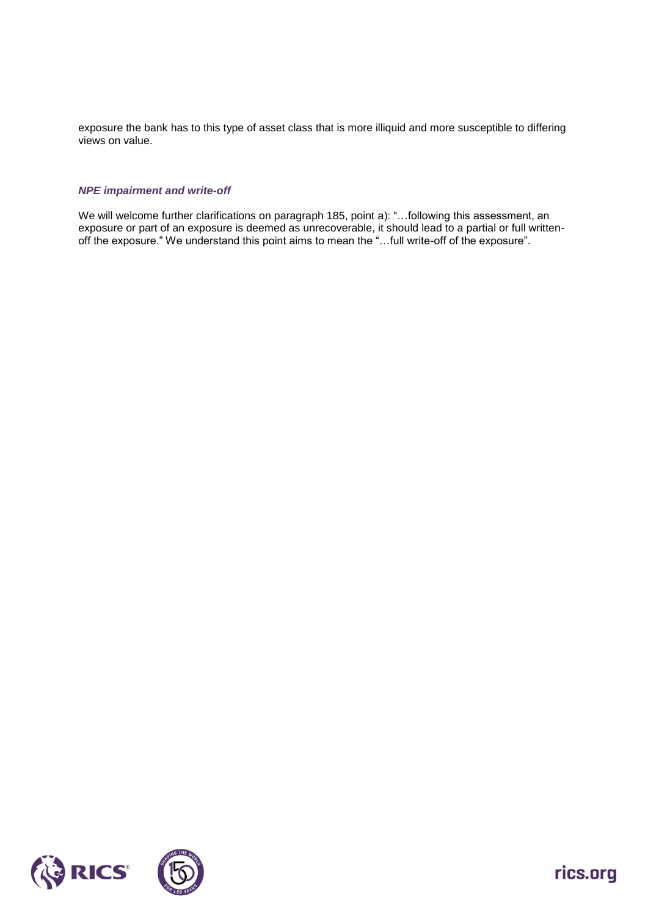exposure the bank has to this type of asset class that is more illiquid and more susceptible to differing views on value.

### *NPE impairment and write-off*

We will welcome further clarifications on paragraph 185, point a): "…following this assessment, an exposure or part of an exposure is deemed as unrecoverable, it should lead to a partial or full written-off the exposure." We understand this point aims to mean the "…full write-off of the exposure".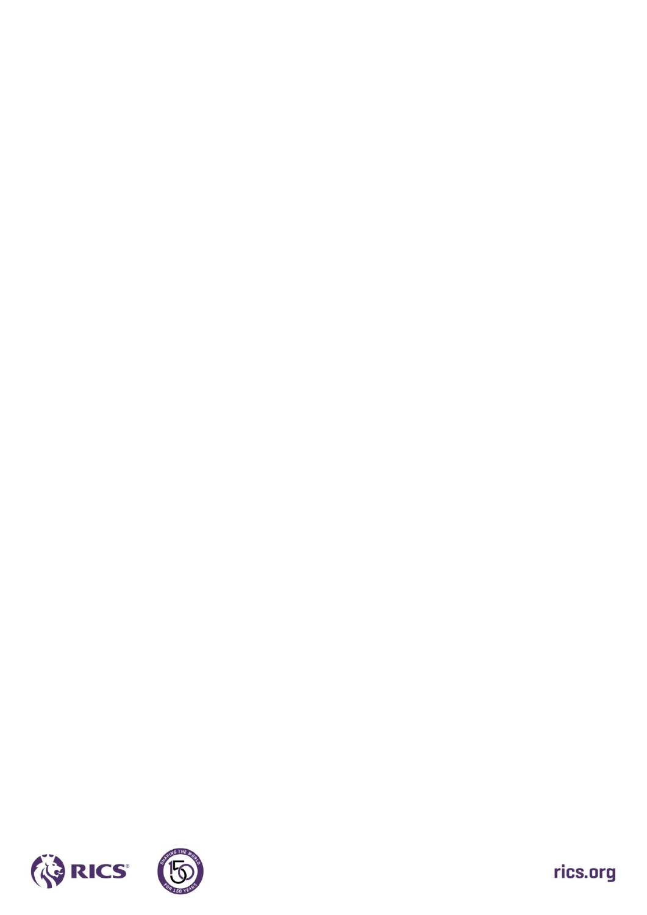RICS®

SHAPING THE WORLD FOR 150 YEARS

rics.org